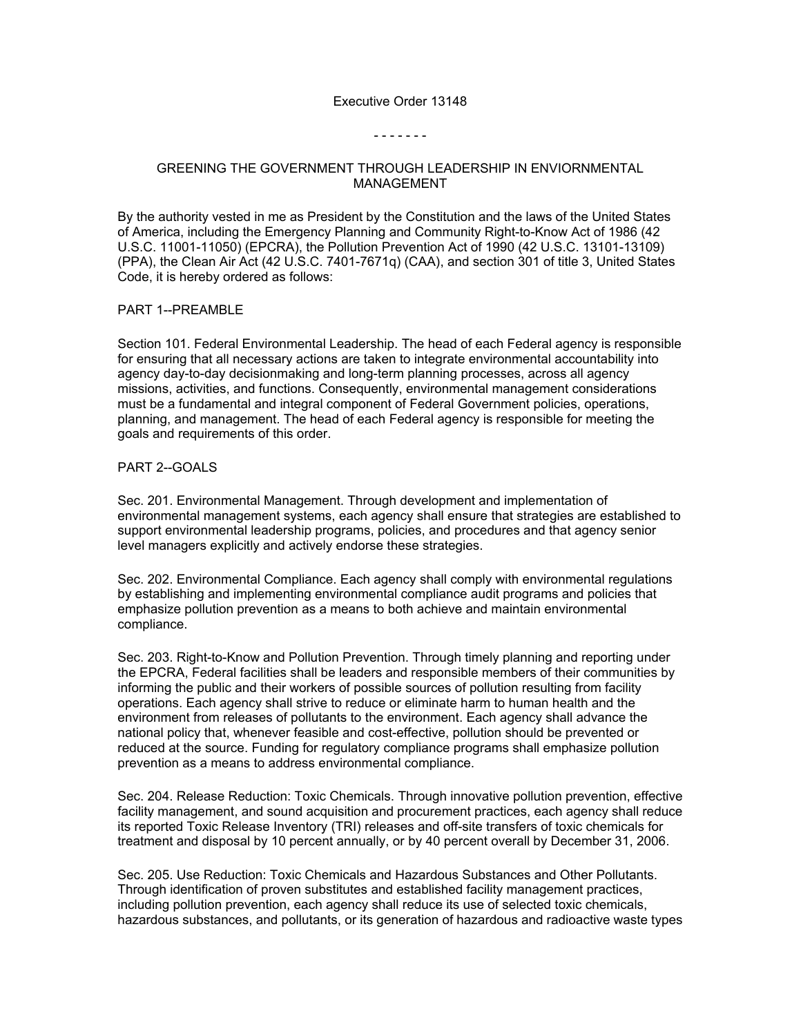# Executive Order 13148

\- - - - - - -

## GREENING THE GOVERNMENT THROUGH LEADERSHIP IN ENVIORNMENTAL MANAGEMENT

By the authority vested in me as President by the Constitution and the laws of the United States of America, including the Emergency Planning and Community Right-to-Know Act of 1986 (42 U.S.C. 11001-11050) (EPCRA), the Pollution Prevention Act of 1990 (42 U.S.C. 13101-13109) (PPA), the Clean Air Act (42 U.S.C. 7401-7671q) (CAA), and section 301 of title 3, United States Code, it is hereby ordered as follows:

### PART 1--PREAMBLE

Section 101. Federal Environmental Leadership. The head of each Federal agency is responsible for ensuring that all necessary actions are taken to integrate environmental accountability into agency day-to-day decisionmaking and long-term planning processes, across all agency missions, activities, and functions. Consequently, environmental management considerations must be a fundamental and integral component of Federal Government policies, operations, planning, and management. The head of each Federal agency is responsible for meeting the goals and requirements of this order.

### PART 2--GOALS

Sec. 201. Environmental Management. Through development and implementation of environmental management systems, each agency shall ensure that strategies are established to support environmental leadership programs, policies, and procedures and that agency senior level managers explicitly and actively endorse these strategies.

Sec. 202. Environmental Compliance. Each agency shall comply with environmental regulations by establishing and implementing environmental compliance audit programs and policies that emphasize pollution prevention as a means to both achieve and maintain environmental compliance.

Sec. 203. Right-to-Know and Pollution Prevention. Through timely planning and reporting under the EPCRA, Federal facilities shall be leaders and responsible members of their communities by informing the public and their workers of possible sources of pollution resulting from facility operations. Each agency shall strive to reduce or eliminate harm to human health and the environment from releases of pollutants to the environment. Each agency shall advance the national policy that, whenever feasible and cost-effective, pollution should be prevented or reduced at the source. Funding for regulatory compliance programs shall emphasize pollution prevention as a means to address environmental compliance.

Sec. 204. Release Reduction: Toxic Chemicals. Through innovative pollution prevention, effective facility management, and sound acquisition and procurement practices, each agency shall reduce its reported Toxic Release Inventory (TRI) releases and off-site transfers of toxic chemicals for treatment and disposal by 10 percent annually, or by 40 percent overall by December 31, 2006.

Sec. 205. Use Reduction: Toxic Chemicals and Hazardous Substances and Other Pollutants. Through identification of proven substitutes and established facility management practices, including pollution prevention, each agency shall reduce its use of selected toxic chemicals, hazardous substances, and pollutants, or its generation of hazardous and radioactive waste types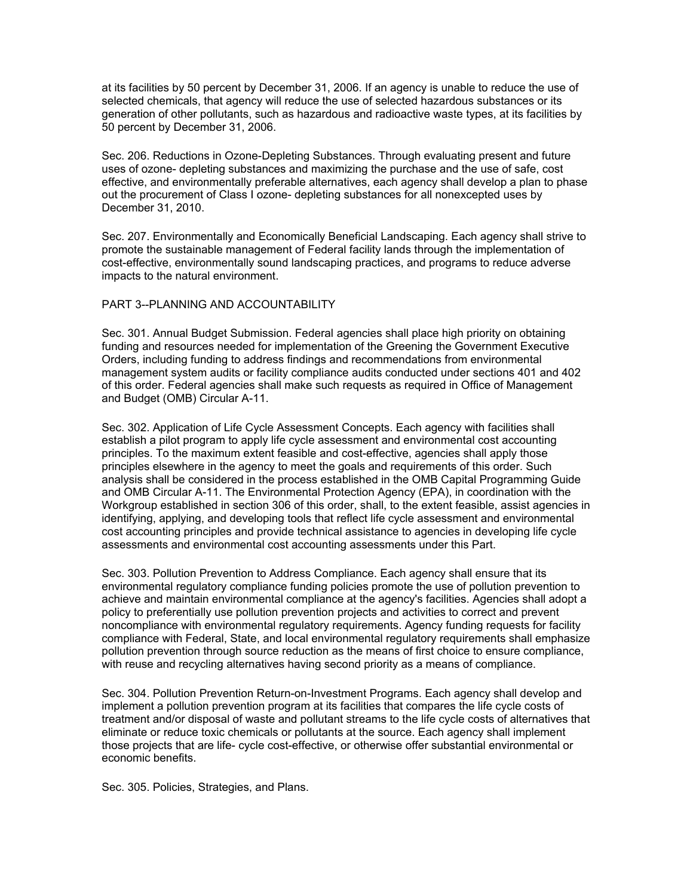at its facilities by 50 percent by December 31, 2006. If an agency is unable to reduce the use of selected chemicals, that agency will reduce the use of selected hazardous substances or its generation of other pollutants, such as hazardous and radioactive waste types, at its facilities by 50 percent by December 31, 2006.

Sec. 206. Reductions in Ozone-Depleting Substances. Through evaluating present and future uses of ozone- depleting substances and maximizing the purchase and the use of safe, cost effective, and environmentally preferable alternatives, each agency shall develop a plan to phase out the procurement of Class I ozone- depleting substances for all nonexcepted uses by December 31, 2010.

Sec. 207. Environmentally and Economically Beneficial Landscaping. Each agency shall strive to promote the sustainable management of Federal facility lands through the implementation of cost-effective, environmentally sound landscaping practices, and programs to reduce adverse impacts to the natural environment.

## PART 3--PLANNING AND ACCOUNTABILITY

Sec. 301. Annual Budget Submission. Federal agencies shall place high priority on obtaining funding and resources needed for implementation of the Greening the Government Executive Orders, including funding to address findings and recommendations from environmental management system audits or facility compliance audits conducted under sections 401 and 402 of this order. Federal agencies shall make such requests as required in Office of Management and Budget (OMB) Circular A-11.

Sec. 302. Application of Life Cycle Assessment Concepts. Each agency with facilities shall establish a pilot program to apply life cycle assessment and environmental cost accounting principles. To the maximum extent feasible and cost-effective, agencies shall apply those principles elsewhere in the agency to meet the goals and requirements of this order. Such analysis shall be considered in the process established in the OMB Capital Programming Guide and OMB Circular A-11. The Environmental Protection Agency (EPA), in coordination with the Workgroup established in section 306 of this order, shall, to the extent feasible, assist agencies in identifying, applying, and developing tools that reflect life cycle assessment and environmental cost accounting principles and provide technical assistance to agencies in developing life cycle assessments and environmental cost accounting assessments under this Part.

Sec. 303. Pollution Prevention to Address Compliance. Each agency shall ensure that its environmental regulatory compliance funding policies promote the use of pollution prevention to achieve and maintain environmental compliance at the agency's facilities. Agencies shall adopt a policy to preferentially use pollution prevention projects and activities to correct and prevent noncompliance with environmental regulatory requirements. Agency funding requests for facility compliance with Federal, State, and local environmental regulatory requirements shall emphasize pollution prevention through source reduction as the means of first choice to ensure compliance, with reuse and recycling alternatives having second priority as a means of compliance.

Sec. 304. Pollution Prevention Return-on-Investment Programs. Each agency shall develop and implement a pollution prevention program at its facilities that compares the life cycle costs of treatment and/or disposal of waste and pollutant streams to the life cycle costs of alternatives that eliminate or reduce toxic chemicals or pollutants at the source. Each agency shall implement those projects that are life- cycle cost-effective, or otherwise offer substantial environmental or economic benefits.

Sec. 305. Policies, Strategies, and Plans.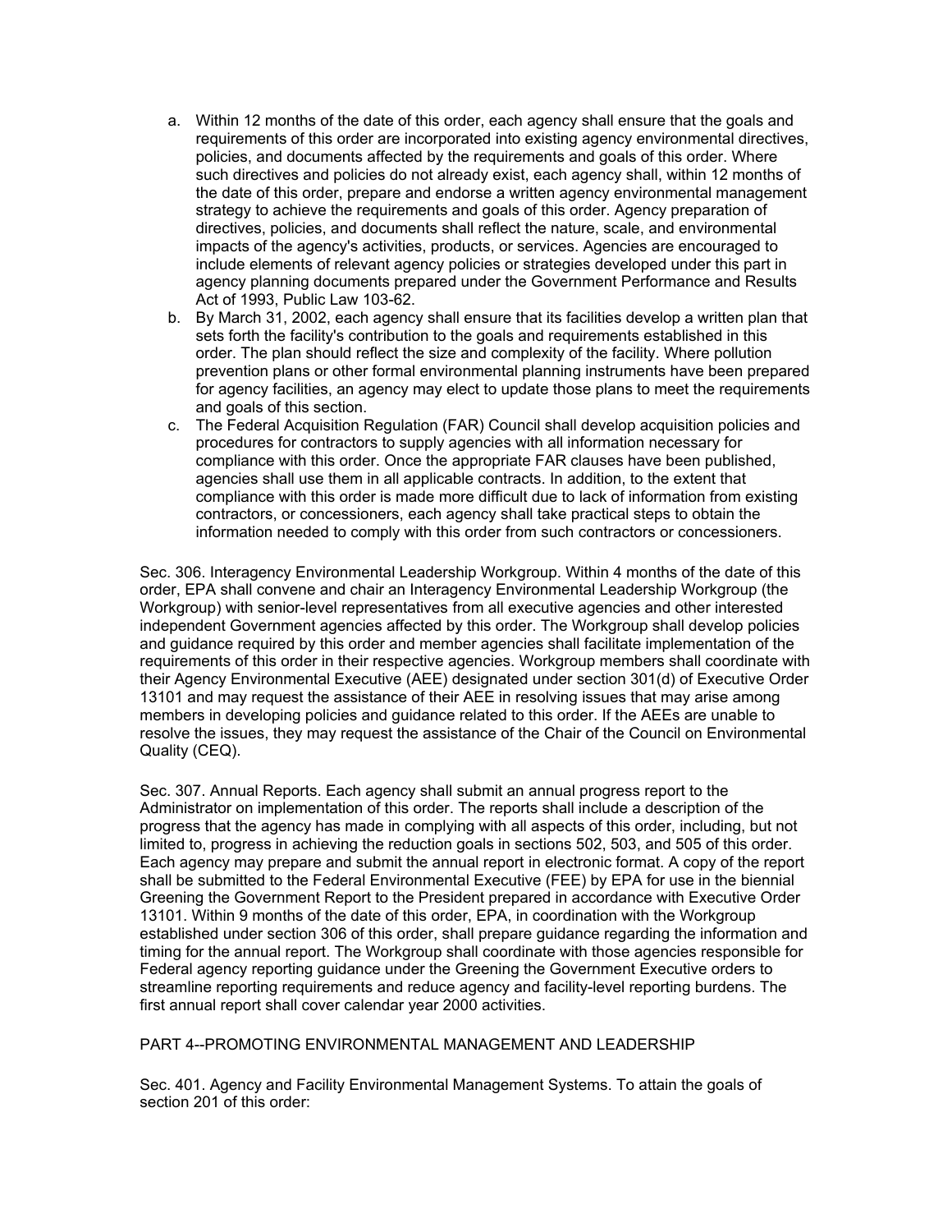a. Within 12 months of the date of this order, each agency shall ensure that the goals and requirements of this order are incorporated into existing agency environmental directives, policies, and documents affected by the requirements and goals of this order. Where such directives and policies do not already exist, each agency shall, within 12 months of the date of this order, prepare and endorse a written agency environmental management strategy to achieve the requirements and goals of this order. Agency preparation of directives, policies, and documents shall reflect the nature, scale, and environmental impacts of the agency's activities, products, or services. Agencies are encouraged to include elements of relevant agency policies or strategies developed under this part in agency planning documents prepared under the Government Performance and Results Act of 1993, Public Law 103-62.
b. By March 31, 2002, each agency shall ensure that its facilities develop a written plan that sets forth the facility's contribution to the goals and requirements established in this order. The plan should reflect the size and complexity of the facility. Where pollution prevention plans or other formal environmental planning instruments have been prepared for agency facilities, an agency may elect to update those plans to meet the requirements and goals of this section.
c. The Federal Acquisition Regulation (FAR) Council shall develop acquisition policies and procedures for contractors to supply agencies with all information necessary for compliance with this order. Once the appropriate FAR clauses have been published, agencies shall use them in all applicable contracts. In addition, to the extent that compliance with this order is made more difficult due to lack of information from existing contractors, or concessioners, each agency shall take practical steps to obtain the information needed to comply with this order from such contractors or concessioners.

Sec. 306. Interagency Environmental Leadership Workgroup. Within 4 months of the date of this order, EPA shall convene and chair an Interagency Environmental Leadership Workgroup (the Workgroup) with senior-level representatives from all executive agencies and other interested independent Government agencies affected by this order. The Workgroup shall develop policies and guidance required by this order and member agencies shall facilitate implementation of the requirements of this order in their respective agencies. Workgroup members shall coordinate with their Agency Environmental Executive (AEE) designated under section 301(d) of Executive Order 13101 and may request the assistance of their AEE in resolving issues that may arise among members in developing policies and guidance related to this order. If the AEEs are unable to resolve the issues, they may request the assistance of the Chair of the Council on Environmental Quality (CEQ).

Sec. 307. Annual Reports. Each agency shall submit an annual progress report to the Administrator on implementation of this order. The reports shall include a description of the progress that the agency has made in complying with all aspects of this order, including, but not limited to, progress in achieving the reduction goals in sections 502, 503, and 505 of this order. Each agency may prepare and submit the annual report in electronic format. A copy of the report shall be submitted to the Federal Environmental Executive (FEE) by EPA for use in the biennial Greening the Government Report to the President prepared in accordance with Executive Order 13101. Within 9 months of the date of this order, EPA, in coordination with the Workgroup established under section 306 of this order, shall prepare guidance regarding the information and timing for the annual report. The Workgroup shall coordinate with those agencies responsible for Federal agency reporting guidance under the Greening the Government Executive orders to streamline reporting requirements and reduce agency and facility-level reporting burdens. The first annual report shall cover calendar year 2000 activities.

## PART 4--PROMOTING ENVIRONMENTAL MANAGEMENT AND LEADERSHIP

Sec. 401. Agency and Facility Environmental Management Systems. To attain the goals of section 201 of this order: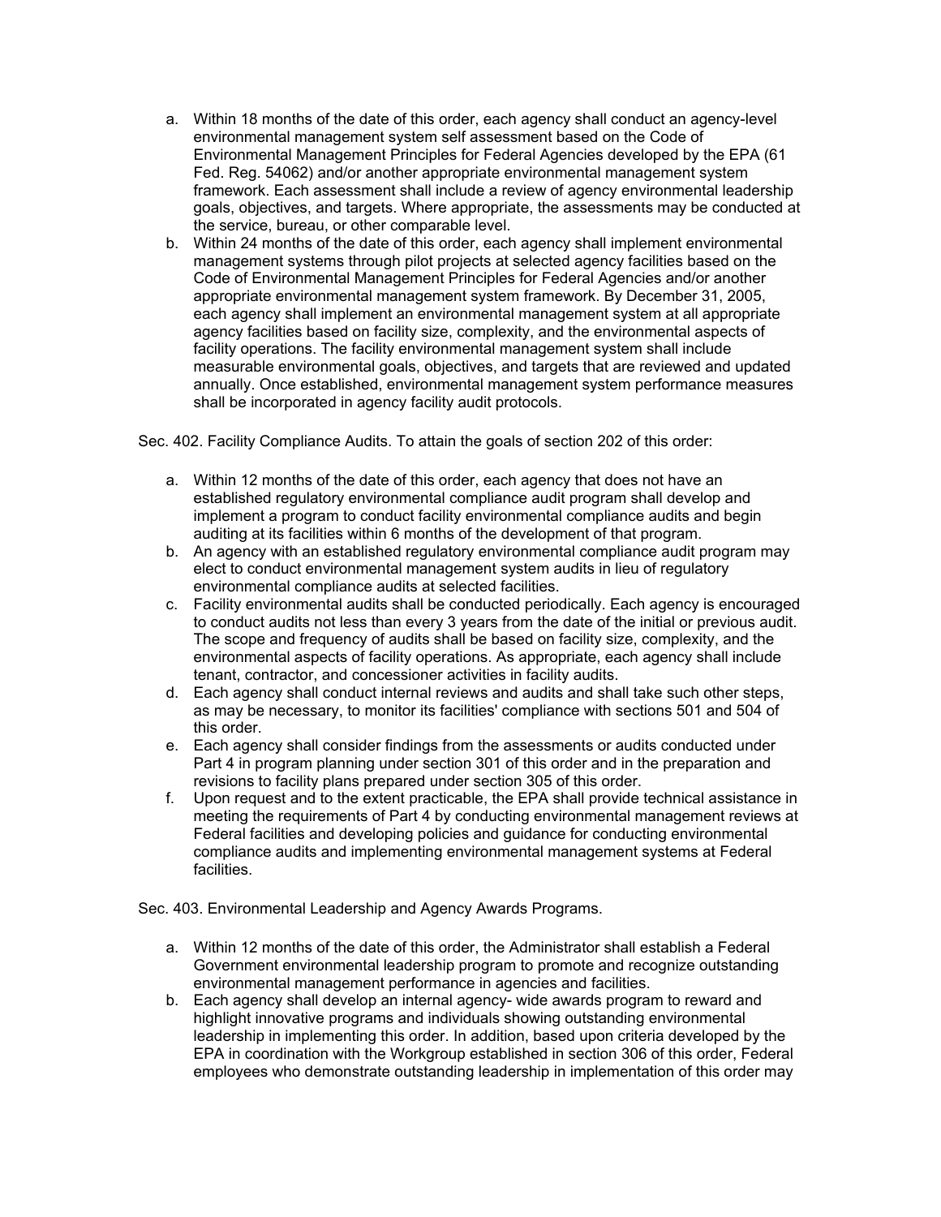a. Within 18 months of the date of this order, each agency shall conduct an agency-level environmental management system self assessment based on the Code of Environmental Management Principles for Federal Agencies developed by the EPA (61 Fed. Reg. 54062) and/or another appropriate environmental management system framework. Each assessment shall include a review of agency environmental leadership goals, objectives, and targets. Where appropriate, the assessments may be conducted at the service, bureau, or other comparable level.
b. Within 24 months of the date of this order, each agency shall implement environmental management systems through pilot projects at selected agency facilities based on the Code of Environmental Management Principles for Federal Agencies and/or another appropriate environmental management system framework. By December 31, 2005, each agency shall implement an environmental management system at all appropriate agency facilities based on facility size, complexity, and the environmental aspects of facility operations. The facility environmental management system shall include measurable environmental goals, objectives, and targets that are reviewed and updated annually. Once established, environmental management system performance measures shall be incorporated in agency facility audit protocols.

Sec. 402. Facility Compliance Audits. To attain the goals of section 202 of this order:

a. Within 12 months of the date of this order, each agency that does not have an established regulatory environmental compliance audit program shall develop and implement a program to conduct facility environmental compliance audits and begin auditing at its facilities within 6 months of the development of that program.
b. An agency with an established regulatory environmental compliance audit program may elect to conduct environmental management system audits in lieu of regulatory environmental compliance audits at selected facilities.
c. Facility environmental audits shall be conducted periodically. Each agency is encouraged to conduct audits not less than every 3 years from the date of the initial or previous audit. The scope and frequency of audits shall be based on facility size, complexity, and the environmental aspects of facility operations. As appropriate, each agency shall include tenant, contractor, and concessioner activities in facility audits.
d. Each agency shall conduct internal reviews and audits and shall take such other steps, as may be necessary, to monitor its facilities' compliance with sections 501 and 504 of this order.
e. Each agency shall consider findings from the assessments or audits conducted under Part 4 in program planning under section 301 of this order and in the preparation and revisions to facility plans prepared under section 305 of this order.
f. Upon request and to the extent practicable, the EPA shall provide technical assistance in meeting the requirements of Part 4 by conducting environmental management reviews at Federal facilities and developing policies and guidance for conducting environmental compliance audits and implementing environmental management systems at Federal facilities.

Sec. 403. Environmental Leadership and Agency Awards Programs.

a. Within 12 months of the date of this order, the Administrator shall establish a Federal Government environmental leadership program to promote and recognize outstanding environmental management performance in agencies and facilities.
b. Each agency shall develop an internal agency- wide awards program to reward and highlight innovative programs and individuals showing outstanding environmental leadership in implementing this order. In addition, based upon criteria developed by the EPA in coordination with the Workgroup established in section 306 of this order, Federal employees who demonstrate outstanding leadership in implementation of this order may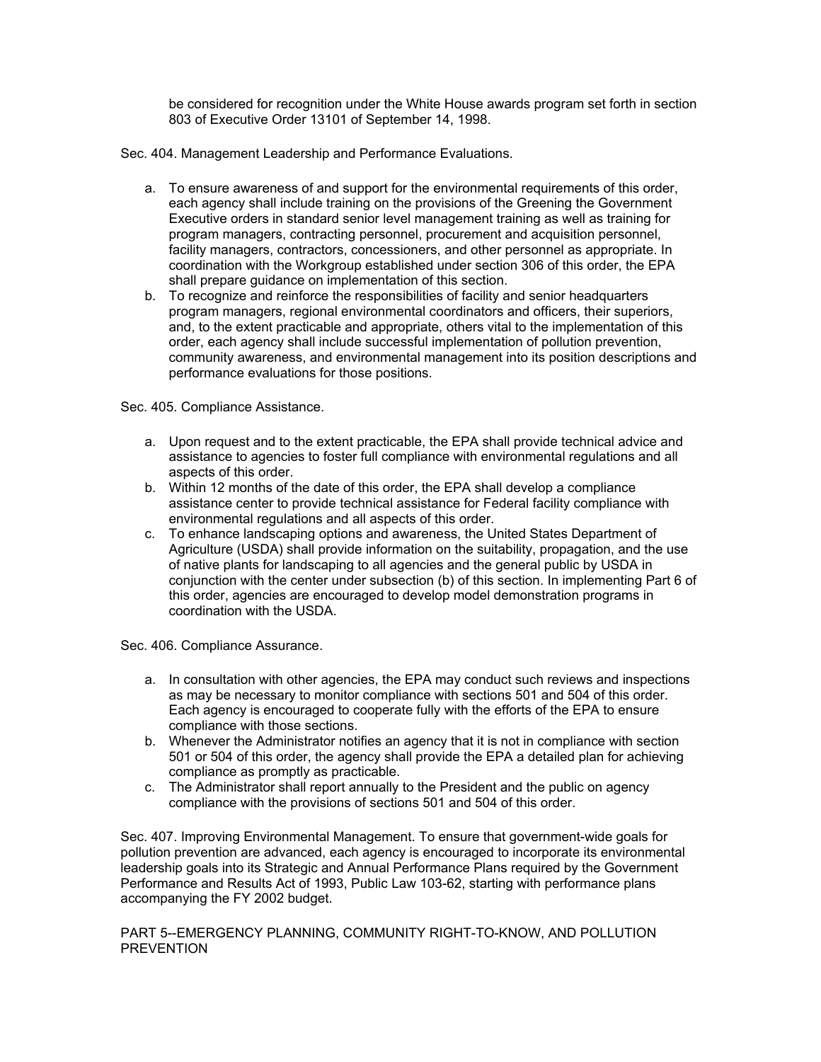be considered for recognition under the White House awards program set forth in section 803 of Executive Order 13101 of September 14, 1998.

Sec. 404. Management Leadership and Performance Evaluations.

a. To ensure awareness of and support for the environmental requirements of this order, each agency shall include training on the provisions of the Greening the Government Executive orders in standard senior level management training as well as training for program managers, contracting personnel, procurement and acquisition personnel, facility managers, contractors, concessioners, and other personnel as appropriate. In coordination with the Workgroup established under section 306 of this order, the EPA shall prepare guidance on implementation of this section.
b. To recognize and reinforce the responsibilities of facility and senior headquarters program managers, regional environmental coordinators and officers, their superiors, and, to the extent practicable and appropriate, others vital to the implementation of this order, each agency shall include successful implementation of pollution prevention, community awareness, and environmental management into its position descriptions and performance evaluations for those positions.

Sec. 405. Compliance Assistance.

a. Upon request and to the extent practicable, the EPA shall provide technical advice and assistance to agencies to foster full compliance with environmental regulations and all aspects of this order.
b. Within 12 months of the date of this order, the EPA shall develop a compliance assistance center to provide technical assistance for Federal facility compliance with environmental regulations and all aspects of this order.
c. To enhance landscaping options and awareness, the United States Department of Agriculture (USDA) shall provide information on the suitability, propagation, and the use of native plants for landscaping to all agencies and the general public by USDA in conjunction with the center under subsection (b) of this section. In implementing Part 6 of this order, agencies are encouraged to develop model demonstration programs in coordination with the USDA.

Sec. 406. Compliance Assurance.

a. In consultation with other agencies, the EPA may conduct such reviews and inspections as may be necessary to monitor compliance with sections 501 and 504 of this order. Each agency is encouraged to cooperate fully with the efforts of the EPA to ensure compliance with those sections.
b. Whenever the Administrator notifies an agency that it is not in compliance with section 501 or 504 of this order, the agency shall provide the EPA a detailed plan for achieving compliance as promptly as practicable.
c. The Administrator shall report annually to the President and the public on agency compliance with the provisions of sections 501 and 504 of this order.

Sec. 407. Improving Environmental Management. To ensure that government-wide goals for pollution prevention are advanced, each agency is encouraged to incorporate its environmental leadership goals into its Strategic and Annual Performance Plans required by the Government Performance and Results Act of 1993, Public Law 103-62, starting with performance plans accompanying the FY 2002 budget.

PART 5--EMERGENCY PLANNING, COMMUNITY RIGHT-TO-KNOW, AND POLLUTION PREVENTION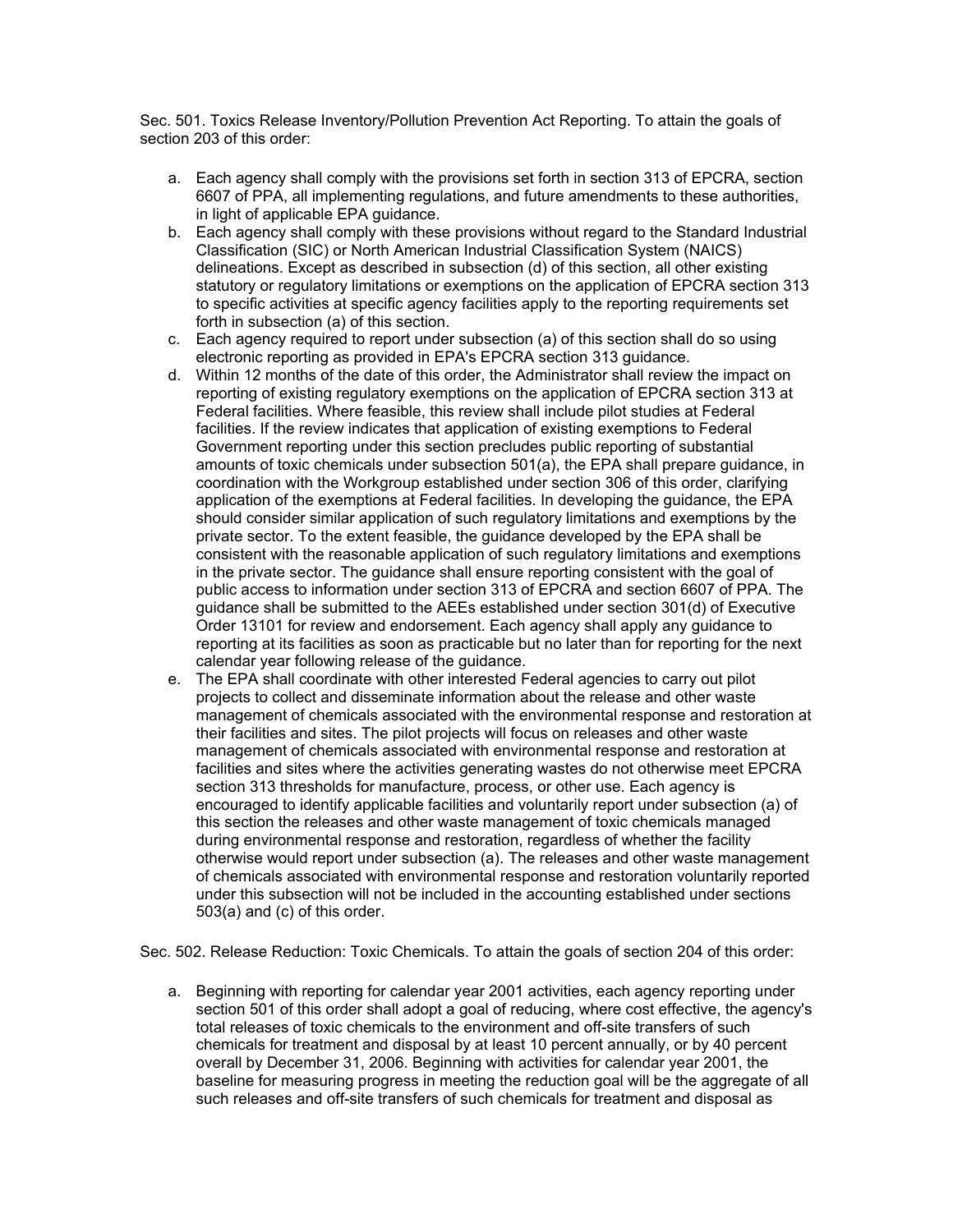Sec. 501. Toxics Release Inventory/Pollution Prevention Act Reporting. To attain the goals of section 203 of this order:

a. Each agency shall comply with the provisions set forth in section 313 of EPCRA, section 6607 of PPA, all implementing regulations, and future amendments to these authorities, in light of applicable EPA guidance.
b. Each agency shall comply with these provisions without regard to the Standard Industrial Classification (SIC) or North American Industrial Classification System (NAICS) delineations. Except as described in subsection (d) of this section, all other existing statutory or regulatory limitations or exemptions on the application of EPCRA section 313 to specific activities at specific agency facilities apply to the reporting requirements set forth in subsection (a) of this section.
c. Each agency required to report under subsection (a) of this section shall do so using electronic reporting as provided in EPA's EPCRA section 313 guidance.
d. Within 12 months of the date of this order, the Administrator shall review the impact on reporting of existing regulatory exemptions on the application of EPCRA section 313 at Federal facilities. Where feasible, this review shall include pilot studies at Federal facilities. If the review indicates that application of existing exemptions to Federal Government reporting under this section precludes public reporting of substantial amounts of toxic chemicals under subsection 501(a), the EPA shall prepare guidance, in coordination with the Workgroup established under section 306 of this order, clarifying application of the exemptions at Federal facilities. In developing the guidance, the EPA should consider similar application of such regulatory limitations and exemptions by the private sector. To the extent feasible, the guidance developed by the EPA shall be consistent with the reasonable application of such regulatory limitations and exemptions in the private sector. The guidance shall ensure reporting consistent with the goal of public access to information under section 313 of EPCRA and section 6607 of PPA. The guidance shall be submitted to the AEEs established under section 301(d) of Executive Order 13101 for review and endorsement. Each agency shall apply any guidance to reporting at its facilities as soon as practicable but no later than for reporting for the next calendar year following release of the guidance.
e. The EPA shall coordinate with other interested Federal agencies to carry out pilot projects to collect and disseminate information about the release and other waste management of chemicals associated with the environmental response and restoration at their facilities and sites. The pilot projects will focus on releases and other waste management of chemicals associated with environmental response and restoration at facilities and sites where the activities generating wastes do not otherwise meet EPCRA section 313 thresholds for manufacture, process, or other use. Each agency is encouraged to identify applicable facilities and voluntarily report under subsection (a) of this section the releases and other waste management of toxic chemicals managed during environmental response and restoration, regardless of whether the facility otherwise would report under subsection (a). The releases and other waste management of chemicals associated with environmental response and restoration voluntarily reported under this subsection will not be included in the accounting established under sections 503(a) and (c) of this order.

Sec. 502. Release Reduction: Toxic Chemicals. To attain the goals of section 204 of this order:

a. Beginning with reporting for calendar year 2001 activities, each agency reporting under section 501 of this order shall adopt a goal of reducing, where cost effective, the agency's total releases of toxic chemicals to the environment and off-site transfers of such chemicals for treatment and disposal by at least 10 percent annually, or by 40 percent overall by December 31, 2006. Beginning with activities for calendar year 2001, the baseline for measuring progress in meeting the reduction goal will be the aggregate of all such releases and off-site transfers of such chemicals for treatment and disposal as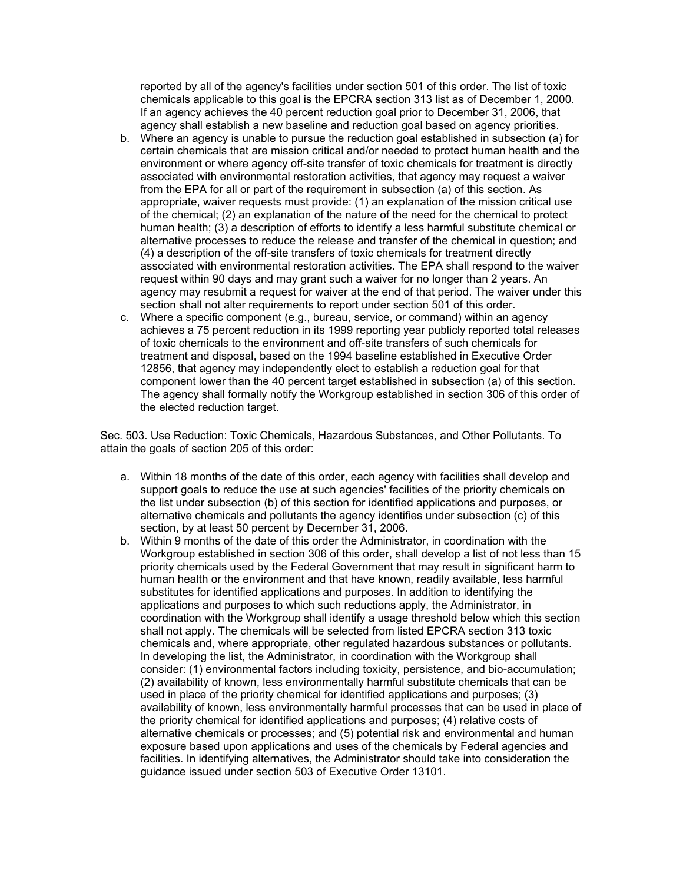reported by all of the agency's facilities under section 501 of this order. The list of toxic chemicals applicable to this goal is the EPCRA section 313 list as of December 1, 2000. If an agency achieves the 40 percent reduction goal prior to December 31, 2006, that agency shall establish a new baseline and reduction goal based on agency priorities.

b. Where an agency is unable to pursue the reduction goal established in subsection (a) for certain chemicals that are mission critical and/or needed to protect human health and the environment or where agency off-site transfer of toxic chemicals for treatment is directly associated with environmental restoration activities, that agency may request a waiver from the EPA for all or part of the requirement in subsection (a) of this section. As appropriate, waiver requests must provide: (1) an explanation of the mission critical use of the chemical; (2) an explanation of the nature of the need for the chemical to protect human health; (3) a description of efforts to identify a less harmful substitute chemical or alternative processes to reduce the release and transfer of the chemical in question; and (4) a description of the off-site transfers of toxic chemicals for treatment directly associated with environmental restoration activities. The EPA shall respond to the waiver request within 90 days and may grant such a waiver for no longer than 2 years. An agency may resubmit a request for waiver at the end of that period. The waiver under this section shall not alter requirements to report under section 501 of this order.
c. Where a specific component (e.g., bureau, service, or command) within an agency achieves a 75 percent reduction in its 1999 reporting year publicly reported total releases of toxic chemicals to the environment and off-site transfers of such chemicals for treatment and disposal, based on the 1994 baseline established in Executive Order 12856, that agency may independently elect to establish a reduction goal for that component lower than the 40 percent target established in subsection (a) of this section. The agency shall formally notify the Workgroup established in section 306 of this order of the elected reduction target.

Sec. 503. Use Reduction: Toxic Chemicals, Hazardous Substances, and Other Pollutants. To attain the goals of section 205 of this order:

a. Within 18 months of the date of this order, each agency with facilities shall develop and support goals to reduce the use at such agencies' facilities of the priority chemicals on the list under subsection (b) of this section for identified applications and purposes, or alternative chemicals and pollutants the agency identifies under subsection (c) of this section, by at least 50 percent by December 31, 2006.
b. Within 9 months of the date of this order the Administrator, in coordination with the Workgroup established in section 306 of this order, shall develop a list of not less than 15 priority chemicals used by the Federal Government that may result in significant harm to human health or the environment and that have known, readily available, less harmful substitutes for identified applications and purposes. In addition to identifying the applications and purposes to which such reductions apply, the Administrator, in coordination with the Workgroup shall identify a usage threshold below which this section shall not apply. The chemicals will be selected from listed EPCRA section 313 toxic chemicals and, where appropriate, other regulated hazardous substances or pollutants. In developing the list, the Administrator, in coordination with the Workgroup shall consider: (1) environmental factors including toxicity, persistence, and bio-accumulation; (2) availability of known, less environmentally harmful substitute chemicals that can be used in place of the priority chemical for identified applications and purposes; (3) availability of known, less environmentally harmful processes that can be used in place of the priority chemical for identified applications and purposes; (4) relative costs of alternative chemicals or processes; and (5) potential risk and environmental and human exposure based upon applications and uses of the chemicals by Federal agencies and facilities. In identifying alternatives, the Administrator should take into consideration the guidance issued under section 503 of Executive Order 13101.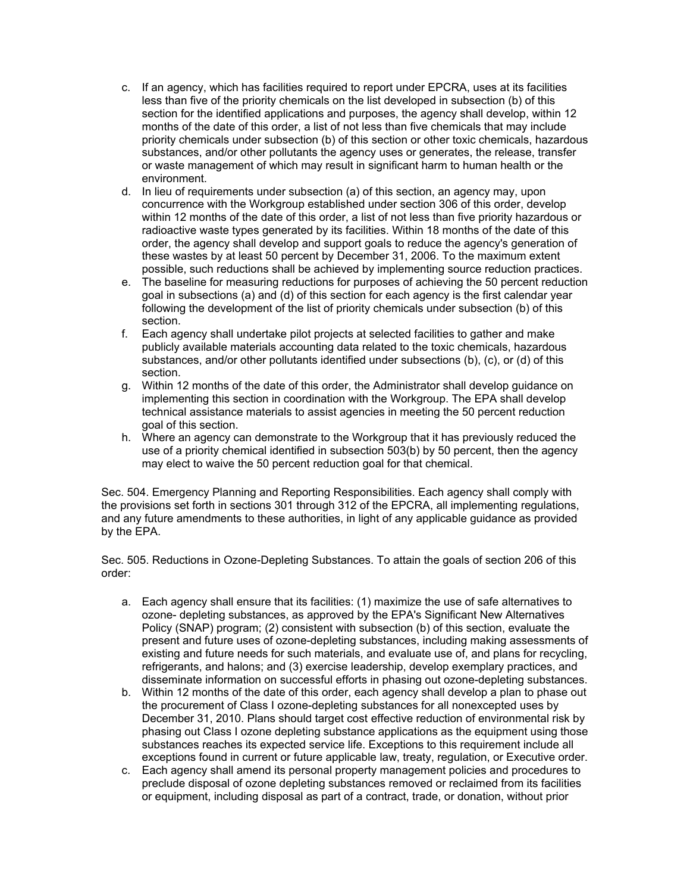c. If an agency, which has facilities required to report under EPCRA, uses at its facilities less than five of the priority chemicals on the list developed in subsection (b) of this section for the identified applications and purposes, the agency shall develop, within 12 months of the date of this order, a list of not less than five chemicals that may include priority chemicals under subsection (b) of this section or other toxic chemicals, hazardous substances, and/or other pollutants the agency uses or generates, the release, transfer or waste management of which may result in significant harm to human health or the environment.
d. In lieu of requirements under subsection (a) of this section, an agency may, upon concurrence with the Workgroup established under section 306 of this order, develop within 12 months of the date of this order, a list of not less than five priority hazardous or radioactive waste types generated by its facilities. Within 18 months of the date of this order, the agency shall develop and support goals to reduce the agency's generation of these wastes by at least 50 percent by December 31, 2006. To the maximum extent possible, such reductions shall be achieved by implementing source reduction practices.
e. The baseline for measuring reductions for purposes of achieving the 50 percent reduction goal in subsections (a) and (d) of this section for each agency is the first calendar year following the development of the list of priority chemicals under subsection (b) of this section.
f. Each agency shall undertake pilot projects at selected facilities to gather and make publicly available materials accounting data related to the toxic chemicals, hazardous substances, and/or other pollutants identified under subsections (b), (c), or (d) of this section.
g. Within 12 months of the date of this order, the Administrator shall develop guidance on implementing this section in coordination with the Workgroup. The EPA shall develop technical assistance materials to assist agencies in meeting the 50 percent reduction goal of this section.
h. Where an agency can demonstrate to the Workgroup that it has previously reduced the use of a priority chemical identified in subsection 503(b) by 50 percent, then the agency may elect to waive the 50 percent reduction goal for that chemical.

Sec. 504. Emergency Planning and Reporting Responsibilities. Each agency shall comply with the provisions set forth in sections 301 through 312 of the EPCRA, all implementing regulations, and any future amendments to these authorities, in light of any applicable guidance as provided by the EPA.

Sec. 505. Reductions in Ozone-Depleting Substances. To attain the goals of section 206 of this order:

a. Each agency shall ensure that its facilities: (1) maximize the use of safe alternatives to ozone- depleting substances, as approved by the EPA's Significant New Alternatives Policy (SNAP) program; (2) consistent with subsection (b) of this section, evaluate the present and future uses of ozone-depleting substances, including making assessments of existing and future needs for such materials, and evaluate use of, and plans for recycling, refrigerants, and halons; and (3) exercise leadership, develop exemplary practices, and disseminate information on successful efforts in phasing out ozone-depleting substances.
b. Within 12 months of the date of this order, each agency shall develop a plan to phase out the procurement of Class I ozone-depleting substances for all nonexcepted uses by December 31, 2010. Plans should target cost effective reduction of environmental risk by phasing out Class I ozone depleting substance applications as the equipment using those substances reaches its expected service life. Exceptions to this requirement include all exceptions found in current or future applicable law, treaty, regulation, or Executive order.
c. Each agency shall amend its personal property management policies and procedures to preclude disposal of ozone depleting substances removed or reclaimed from its facilities or equipment, including disposal as part of a contract, trade, or donation, without prior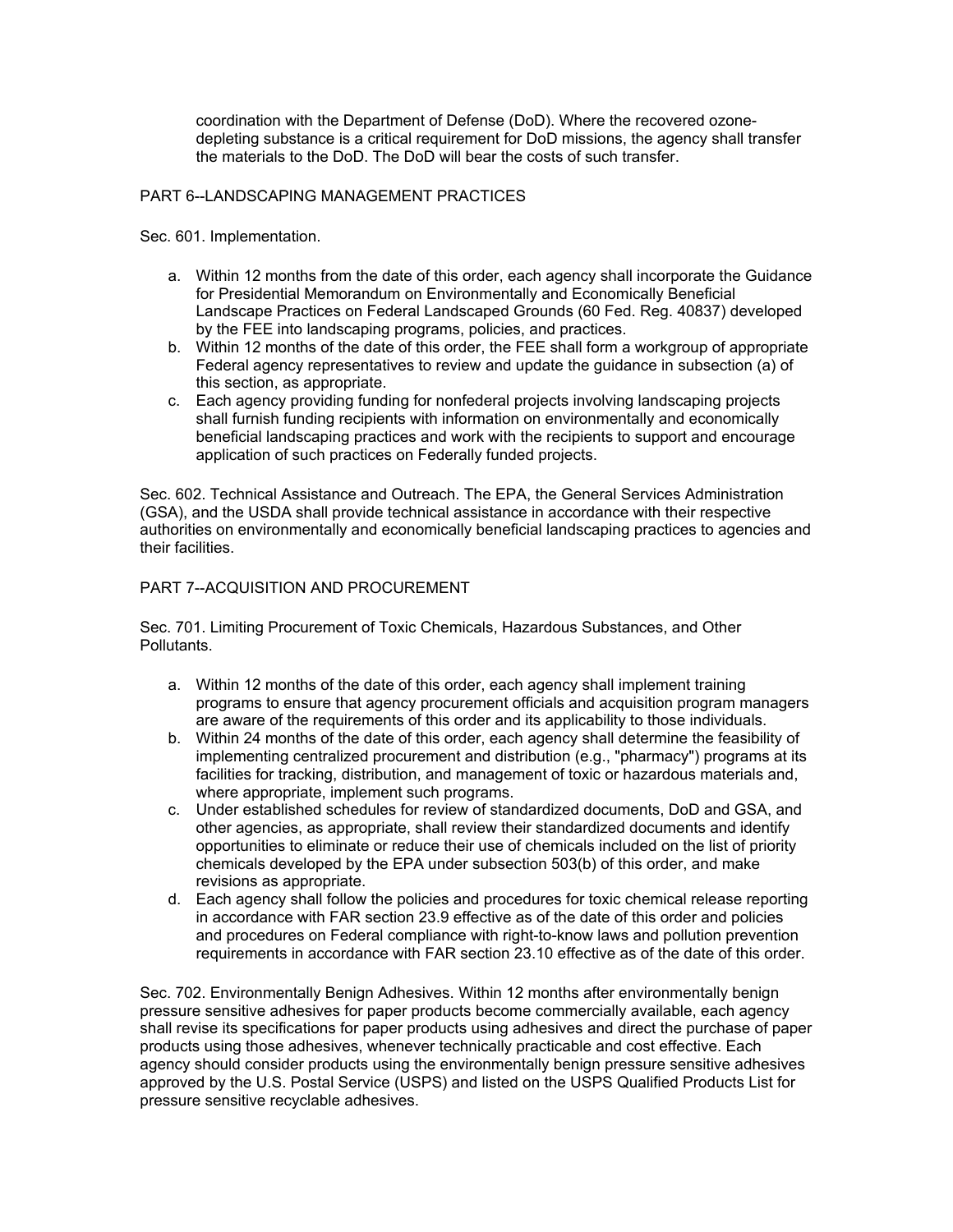coordination with the Department of Defense (DoD). Where the recovered ozone-depleting substance is a critical requirement for DoD missions, the agency shall transfer the materials to the DoD. The DoD will bear the costs of such transfer.

PART 6--LANDSCAPING MANAGEMENT PRACTICES

Sec. 601. Implementation.

a. Within 12 months from the date of this order, each agency shall incorporate the Guidance for Presidential Memorandum on Environmentally and Economically Beneficial Landscape Practices on Federal Landscaped Grounds (60 Fed. Reg. 40837) developed by the FEE into landscaping programs, policies, and practices.
b. Within 12 months of the date of this order, the FEE shall form a workgroup of appropriate Federal agency representatives to review and update the guidance in subsection (a) of this section, as appropriate.
c. Each agency providing funding for nonfederal projects involving landscaping projects shall furnish funding recipients with information on environmentally and economically beneficial landscaping practices and work with the recipients to support and encourage application of such practices on Federally funded projects.

Sec. 602. Technical Assistance and Outreach. The EPA, the General Services Administration (GSA), and the USDA shall provide technical assistance in accordance with their respective authorities on environmentally and economically beneficial landscaping practices to agencies and their facilities.

PART 7--ACQUISITION AND PROCUREMENT

Sec. 701. Limiting Procurement of Toxic Chemicals, Hazardous Substances, and Other Pollutants.

a. Within 12 months of the date of this order, each agency shall implement training programs to ensure that agency procurement officials and acquisition program managers are aware of the requirements of this order and its applicability to those individuals.
b. Within 24 months of the date of this order, each agency shall determine the feasibility of implementing centralized procurement and distribution (e.g., "pharmacy") programs at its facilities for tracking, distribution, and management of toxic or hazardous materials and, where appropriate, implement such programs.
c. Under established schedules for review of standardized documents, DoD and GSA, and other agencies, as appropriate, shall review their standardized documents and identify opportunities to eliminate or reduce their use of chemicals included on the list of priority chemicals developed by the EPA under subsection 503(b) of this order, and make revisions as appropriate.
d. Each agency shall follow the policies and procedures for toxic chemical release reporting in accordance with FAR section 23.9 effective as of the date of this order and policies and procedures on Federal compliance with right-to-know laws and pollution prevention requirements in accordance with FAR section 23.10 effective as of the date of this order.

Sec. 702. Environmentally Benign Adhesives. Within 12 months after environmentally benign pressure sensitive adhesives for paper products become commercially available, each agency shall revise its specifications for paper products using adhesives and direct the purchase of paper products using those adhesives, whenever technically practicable and cost effective. Each agency should consider products using the environmentally benign pressure sensitive adhesives approved by the U.S. Postal Service (USPS) and listed on the USPS Qualified Products List for pressure sensitive recyclable adhesives.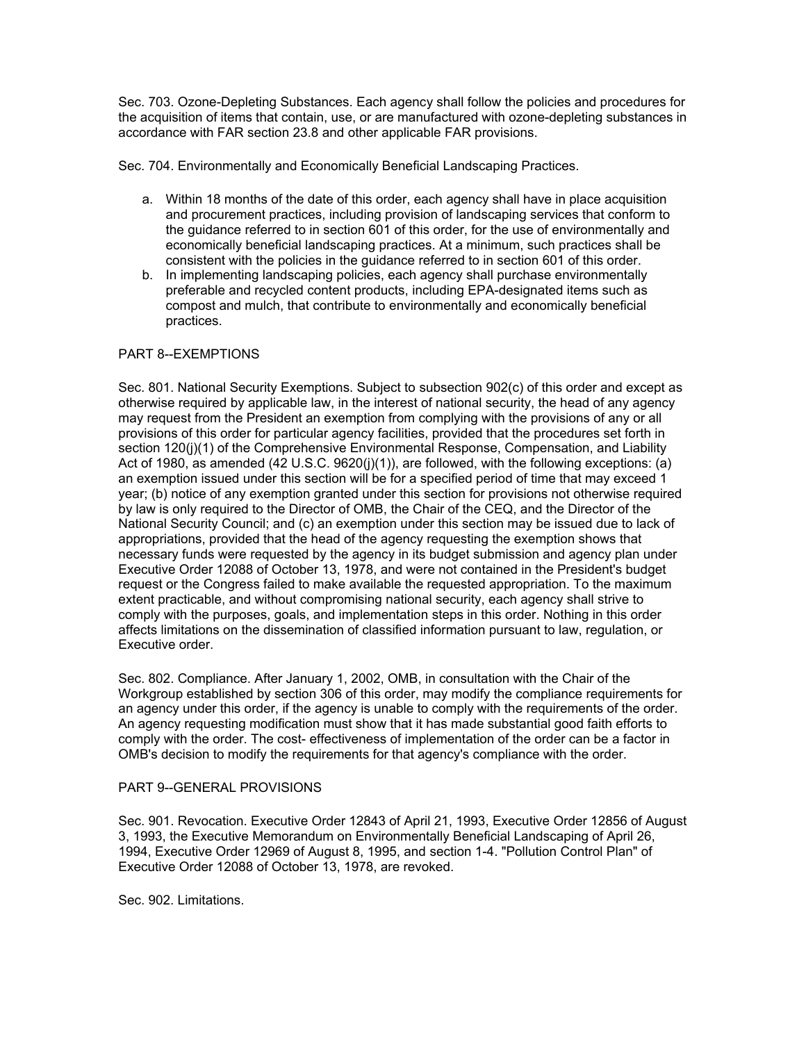Sec. 703. Ozone-Depleting Substances. Each agency shall follow the policies and procedures for the acquisition of items that contain, use, or are manufactured with ozone-depleting substances in accordance with FAR section 23.8 and other applicable FAR provisions.

Sec. 704. Environmentally and Economically Beneficial Landscaping Practices.

a. Within 18 months of the date of this order, each agency shall have in place acquisition and procurement practices, including provision of landscaping services that conform to the guidance referred to in section 601 of this order, for the use of environmentally and economically beneficial landscaping practices. At a minimum, such practices shall be consistent with the policies in the guidance referred to in section 601 of this order.
b. In implementing landscaping policies, each agency shall purchase environmentally preferable and recycled content products, including EPA-designated items such as compost and mulch, that contribute to environmentally and economically beneficial practices.

## PART 8--EXEMPTIONS

Sec. 801. National Security Exemptions. Subject to subsection 902(c) of this order and except as otherwise required by applicable law, in the interest of national security, the head of any agency may request from the President an exemption from complying with the provisions of any or all provisions of this order for particular agency facilities, provided that the procedures set forth in section 120(j)(1) of the Comprehensive Environmental Response, Compensation, and Liability Act of 1980, as amended (42 U.S.C. 9620(j)(1)), are followed, with the following exceptions: (a) an exemption issued under this section will be for a specified period of time that may exceed 1 year; (b) notice of any exemption granted under this section for provisions not otherwise required by law is only required to the Director of OMB, the Chair of the CEQ, and the Director of the National Security Council; and (c) an exemption under this section may be issued due to lack of appropriations, provided that the head of the agency requesting the exemption shows that necessary funds were requested by the agency in its budget submission and agency plan under Executive Order 12088 of October 13, 1978, and were not contained in the President's budget request or the Congress failed to make available the requested appropriation. To the maximum extent practicable, and without compromising national security, each agency shall strive to comply with the purposes, goals, and implementation steps in this order. Nothing in this order affects limitations on the dissemination of classified information pursuant to law, regulation, or Executive order.

Sec. 802. Compliance. After January 1, 2002, OMB, in consultation with the Chair of the Workgroup established by section 306 of this order, may modify the compliance requirements for an agency under this order, if the agency is unable to comply with the requirements of the order. An agency requesting modification must show that it has made substantial good faith efforts to comply with the order. The cost- effectiveness of implementation of the order can be a factor in OMB's decision to modify the requirements for that agency's compliance with the order.

## PART 9--GENERAL PROVISIONS

Sec. 901. Revocation. Executive Order 12843 of April 21, 1993, Executive Order 12856 of August 3, 1993, the Executive Memorandum on Environmentally Beneficial Landscaping of April 26, 1994, Executive Order 12969 of August 8, 1995, and section 1-4. "Pollution Control Plan" of Executive Order 12088 of October 13, 1978, are revoked.

Sec. 902. Limitations.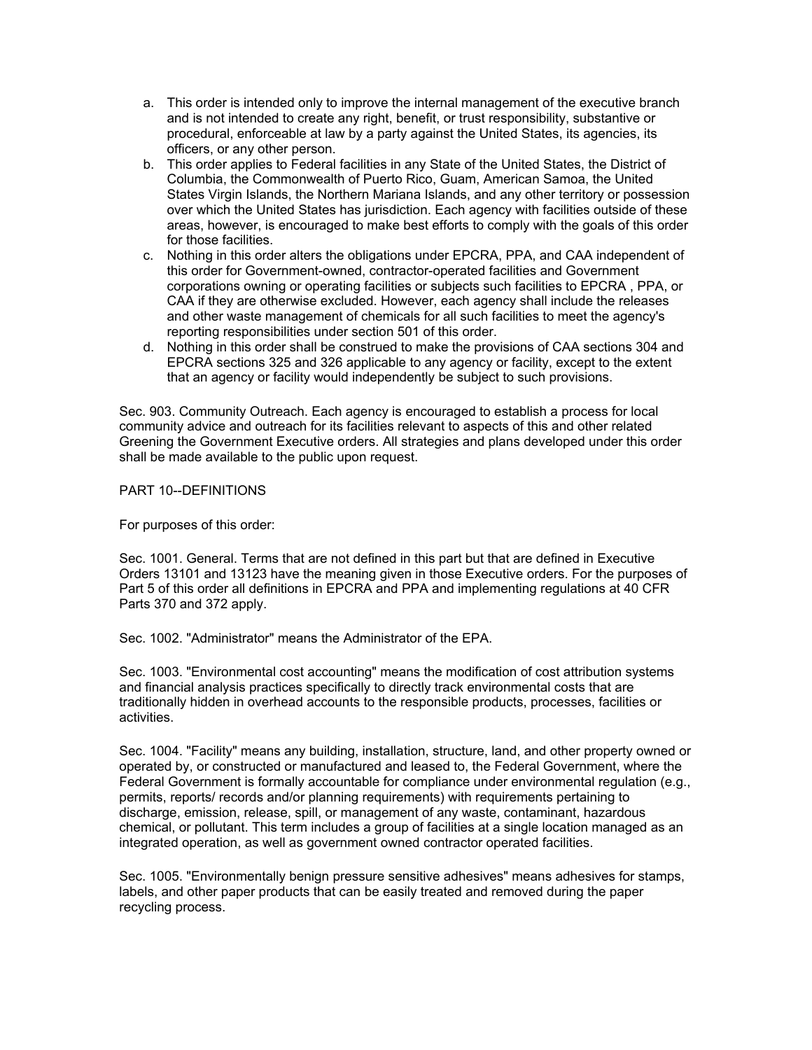a. This order is intended only to improve the internal management of the executive branch and is not intended to create any right, benefit, or trust responsibility, substantive or procedural, enforceable at law by a party against the United States, its agencies, its officers, or any other person.
b. This order applies to Federal facilities in any State of the United States, the District of Columbia, the Commonwealth of Puerto Rico, Guam, American Samoa, the United States Virgin Islands, the Northern Mariana Islands, and any other territory or possession over which the United States has jurisdiction. Each agency with facilities outside of these areas, however, is encouraged to make best efforts to comply with the goals of this order for those facilities.
c. Nothing in this order alters the obligations under EPCRA, PPA, and CAA independent of this order for Government-owned, contractor-operated facilities and Government corporations owning or operating facilities or subjects such facilities to EPCRA , PPA, or CAA if they are otherwise excluded. However, each agency shall include the releases and other waste management of chemicals for all such facilities to meet the agency's reporting responsibilities under section 501 of this order.
d. Nothing in this order shall be construed to make the provisions of CAA sections 304 and EPCRA sections 325 and 326 applicable to any agency or facility, except to the extent that an agency or facility would independently be subject to such provisions.

Sec. 903. Community Outreach. Each agency is encouraged to establish a process for local community advice and outreach for its facilities relevant to aspects of this and other related Greening the Government Executive orders. All strategies and plans developed under this order shall be made available to the public upon request.

PART 10--DEFINITIONS

For purposes of this order:

Sec. 1001. General. Terms that are not defined in this part but that are defined in Executive Orders 13101 and 13123 have the meaning given in those Executive orders. For the purposes of Part 5 of this order all definitions in EPCRA and PPA and implementing regulations at 40 CFR Parts 370 and 372 apply.

Sec. 1002. "Administrator" means the Administrator of the EPA.

Sec. 1003. "Environmental cost accounting" means the modification of cost attribution systems and financial analysis practices specifically to directly track environmental costs that are traditionally hidden in overhead accounts to the responsible products, processes, facilities or activities.

Sec. 1004. "Facility" means any building, installation, structure, land, and other property owned or operated by, or constructed or manufactured and leased to, the Federal Government, where the Federal Government is formally accountable for compliance under environmental regulation (e.g., permits, reports/ records and/or planning requirements) with requirements pertaining to discharge, emission, release, spill, or management of any waste, contaminant, hazardous chemical, or pollutant. This term includes a group of facilities at a single location managed as an integrated operation, as well as government owned contractor operated facilities.

Sec. 1005. "Environmentally benign pressure sensitive adhesives" means adhesives for stamps, labels, and other paper products that can be easily treated and removed during the paper recycling process.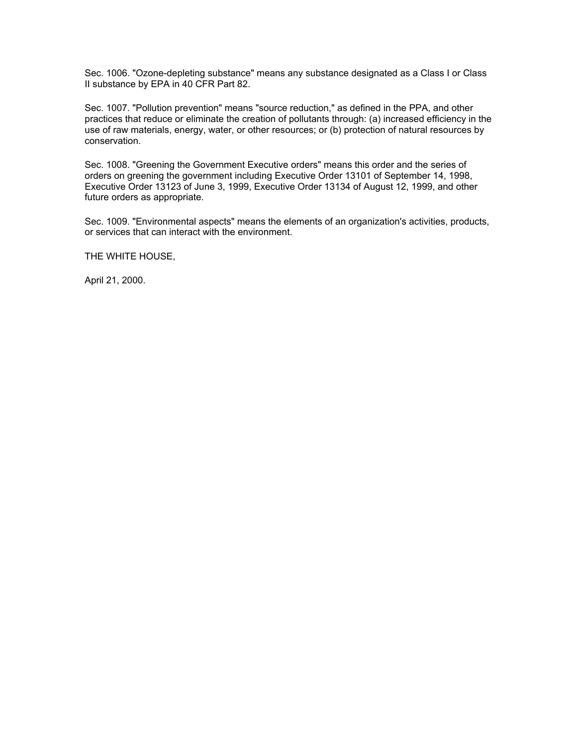Sec. 1006. "Ozone-depleting substance" means any substance designated as a Class I or Class II substance by EPA in 40 CFR Part 82.

Sec. 1007. "Pollution prevention" means "source reduction," as defined in the PPA, and other practices that reduce or eliminate the creation of pollutants through: (a) increased efficiency in the use of raw materials, energy, water, or other resources; or (b) protection of natural resources by conservation.

Sec. 1008. "Greening the Government Executive orders" means this order and the series of orders on greening the government including Executive Order 13101 of September 14, 1998, Executive Order 13123 of June 3, 1999, Executive Order 13134 of August 12, 1999, and other future orders as appropriate.

Sec. 1009. "Environmental aspects" means the elements of an organization's activities, products, or services that can interact with the environment.

THE WHITE HOUSE,

April 21, 2000.